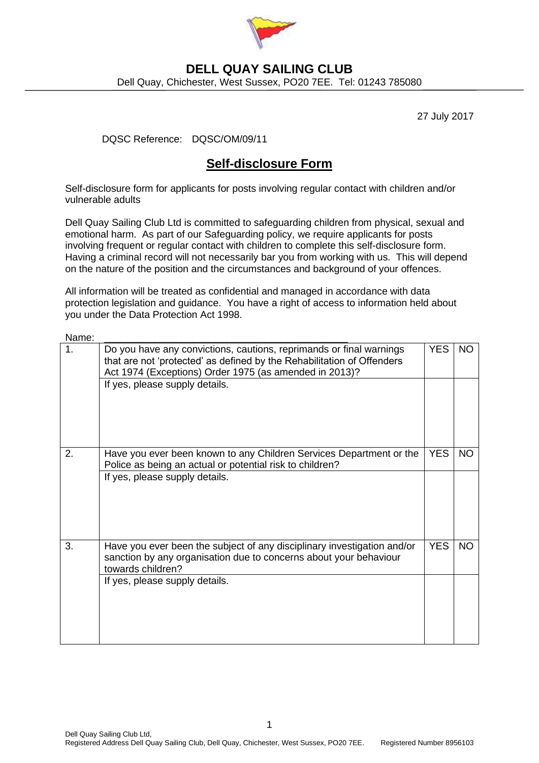# DELL QUAY SAILING CLUB

Dell Quay, Chichester, West Sussex, PO20 7EE. Tel: 01243 785080

27 July 2017

DQSC Reference: DQSC/OM/09/11

## Self-disclosure Form

Self-disclosure form for applicants for posts involving regular contact with children and/or vulnerable adults

Dell Quay Sailing Club Ltd is committed to safeguarding children from physical, sexual and emotional harm. As part of our Safeguarding policy, we require applicants for posts involving frequent or regular contact with children to complete this self-disclosure form. Having a criminal record will not necessarily bar you from working with us. This will depend on the nature of the position and the circumstances and background of your offences.

All information will be treated as confidential and managed in accordance with data protection legislation and guidance. You have a right of access to information held about you under the Data Protection Act 1998.

Name: \_\_\_\_\_\_\_\_\_\_\_\_\_\_\_\_\_\_\_\_\_\_\_\_\_\_\_\_\_\_\_\_\_\_\_\_\_\_\_\_

| | | | |
|---|---|---|---|
| 1. | Do you have any convictions, cautions, reprimands or final warnings that are not 'protected' as defined by the Rehabilitation of Offenders Act 1974 (Exceptions) Order 1975 (as amended in 2013)? | YES | NO |
| | If yes, please supply details. | | |
| 2. | Have you ever been known to any Children Services Department or the Police as being an actual or potential risk to children? | YES | NO |
| | If yes, please supply details. | | |
| 3. | Have you ever been the subject of any disciplinary investigation and/or sanction by any organisation due to concerns about your behaviour towards children? | YES | NO |
| | If yes, please supply details. | | |

Dell Quay Sailing Club Ltd,
Registered Address Dell Quay Sailing Club, Dell Quay, Chichester, West Sussex, PO20 7EE. Registered Number 8956103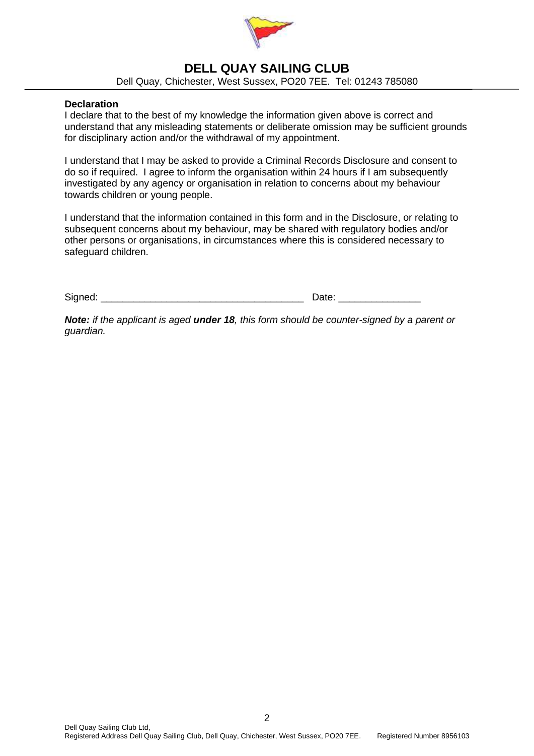# DELL QUAY SAILING CLUB

Dell Quay, Chichester, West Sussex, PO20 7EE. Tel: 01243 785080

**Declaration**

I declare that to the best of my knowledge the information given above is correct and understand that any misleading statements or deliberate omission may be sufficient grounds for disciplinary action and/or the withdrawal of my appointment.

I understand that I may be asked to provide a Criminal Records Disclosure and consent to do so if required. I agree to inform the organisation within 24 hours if I am subsequently investigated by any agency or organisation in relation to concerns about my behaviour towards children or young people.

I understand that the information contained in this form and in the Disclosure, or relating to subsequent concerns about my behaviour, may be shared with regulatory bodies and/or other persons or organisations, in circumstances where this is considered necessary to safeguard children.

Signed: ____________________________________ Date: _______________

***Note:*** *if the applicant is aged* ***under 18****, this form should be counter-signed by a parent or guardian.*

Dell Quay Sailing Club Ltd,
Registered Address Dell Quay Sailing Club, Dell Quay, Chichester, West Sussex, PO20 7EE. Registered Number 8956103